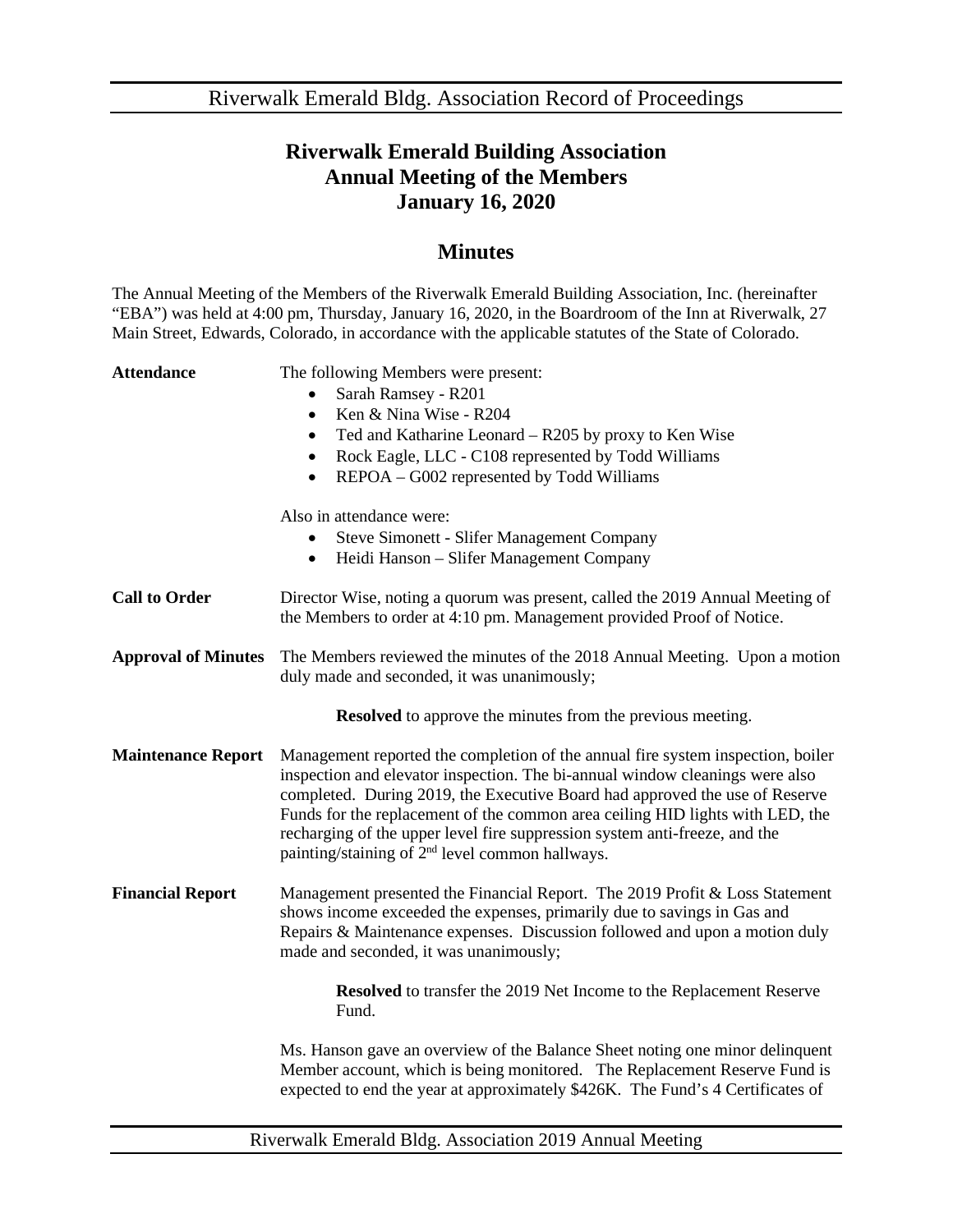# Riverwalk Emerald Building Association
# Annual Meeting of the Members
# January 16, 2020

## Minutes

The Annual Meeting of the Members of the Riverwalk Emerald Building Association, Inc. (hereinafter "EBA") was held at 4:00 pm, Thursday, January 16, 2020, in the Boardroom of the Inn at Riverwalk, 27 Main Street, Edwards, Colorado, in accordance with the applicable statutes of the State of Colorado.

**Attendance**

The following Members were present:

- Sarah Ramsey - R201
- Ken & Nina Wise - R204
- Ted and Katharine Leonard – R205 by proxy to Ken Wise
- Rock Eagle, LLC - C108 represented by Todd Williams
- REPOA – G002 represented by Todd Williams

Also in attendance were:

- Steve Simonett - Slifer Management Company
- Heidi Hanson – Slifer Management Company

**Call to Order**

Director Wise, noting a quorum was present, called the 2019 Annual Meeting of the Members to order at 4:10 pm. Management provided Proof of Notice.

**Approval of Minutes**

The Members reviewed the minutes of the 2018 Annual Meeting. Upon a motion duly made and seconded, it was unanimously;

> **Resolved** to approve the minutes from the previous meeting.

**Maintenance Report**

Management reported the completion of the annual fire system inspection, boiler inspection and elevator inspection. The bi-annual window cleanings were also completed. During 2019, the Executive Board had approved the use of Reserve Funds for the replacement of the common area ceiling HID lights with LED, the recharging of the upper level fire suppression system anti-freeze, and the painting/staining of 2nd level common hallways.

**Financial Report**

Management presented the Financial Report. The 2019 Profit & Loss Statement shows income exceeded the expenses, primarily due to savings in Gas and Repairs & Maintenance expenses. Discussion followed and upon a motion duly made and seconded, it was unanimously;

> **Resolved** to transfer the 2019 Net Income to the Replacement Reserve Fund.

Ms. Hanson gave an overview of the Balance Sheet noting one minor delinquent Member account, which is being monitored. The Replacement Reserve Fund is expected to end the year at approximately $426K. The Fund's 4 Certificates of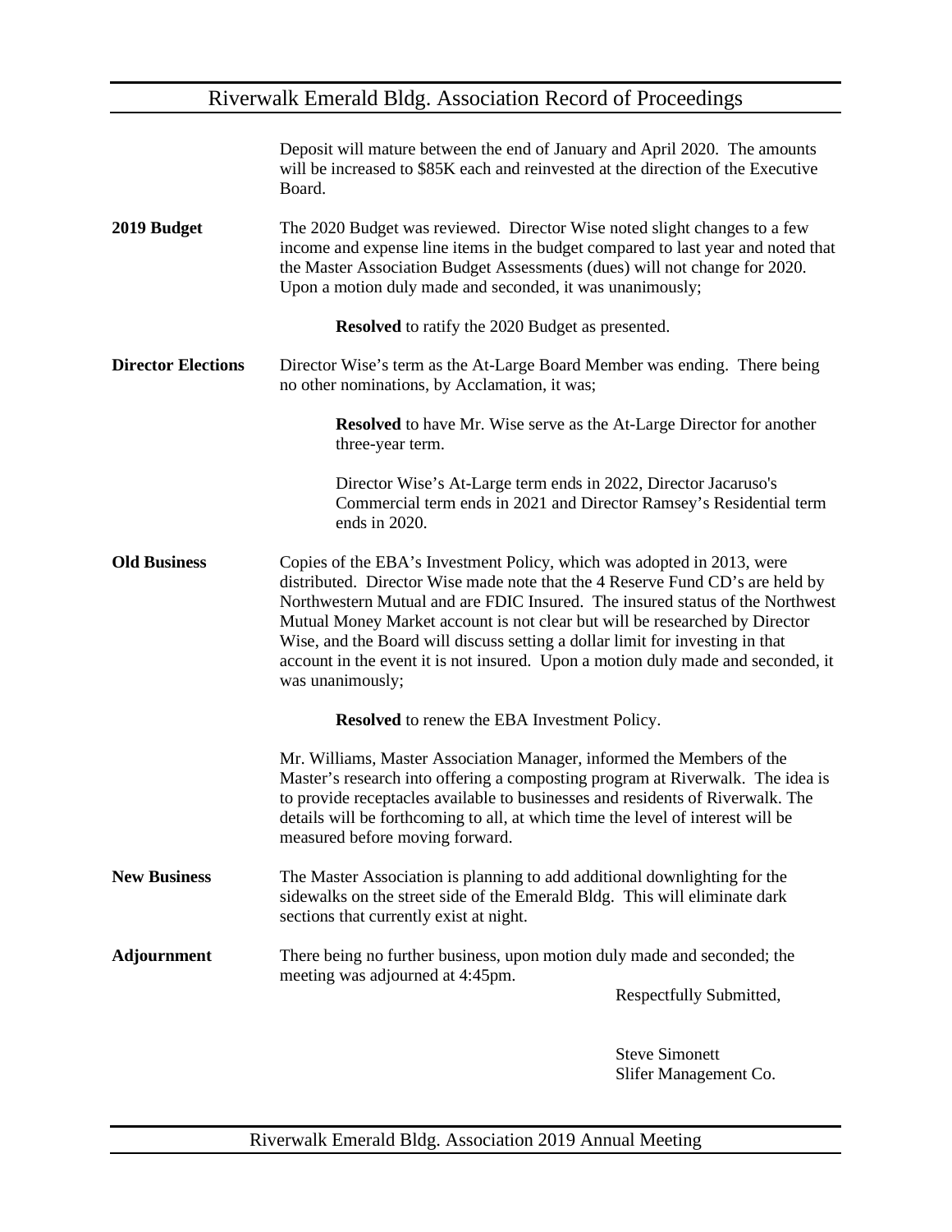Deposit will mature between the end of January and April 2020. The amounts will be increased to \$85K each and reinvested at the direction of the Executive Board.

**2019 Budget**

The 2020 Budget was reviewed. Director Wise noted slight changes to a few income and expense line items in the budget compared to last year and noted that the Master Association Budget Assessments (dues) will not change for 2020. Upon a motion duly made and seconded, it was unanimously;

> **Resolved** to ratify the 2020 Budget as presented.

**Director Elections**

Director Wise's term as the At-Large Board Member was ending. There being no other nominations, by Acclamation, it was;

> **Resolved** to have Mr. Wise serve as the At-Large Director for another three-year term.
>
> Director Wise's At-Large term ends in 2022, Director Jacaruso's Commercial term ends in 2021 and Director Ramsey's Residential term ends in 2020.

**Old Business**

Copies of the EBA's Investment Policy, which was adopted in 2013, were distributed. Director Wise made note that the 4 Reserve Fund CD's are held by Northwestern Mutual and are FDIC Insured. The insured status of the Northwest Mutual Money Market account is not clear but will be researched by Director Wise, and the Board will discuss setting a dollar limit for investing in that account in the event it is not insured. Upon a motion duly made and seconded, it was unanimously;

> **Resolved** to renew the EBA Investment Policy.

Mr. Williams, Master Association Manager, informed the Members of the Master's research into offering a composting program at Riverwalk. The idea is to provide receptacles available to businesses and residents of Riverwalk. The details will be forthcoming to all, at which time the level of interest will be measured before moving forward.

**New Business**

The Master Association is planning to add additional downlighting for the sidewalks on the street side of the Emerald Bldg. This will eliminate dark sections that currently exist at night.

**Adjournment**

There being no further business, upon motion duly made and seconded; the meeting was adjourned at 4:45pm.

Respectfully Submitted,

Steve Simonett
Slifer Management Co.